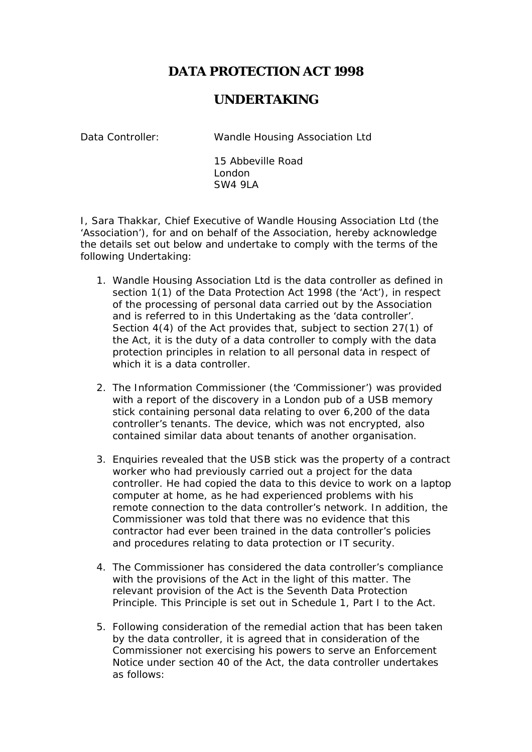# DATA PROTECTION ACT 1998

## UNDERTAKING

Data Controller: Wandle Housing Association Ltd

15 Abbeville Road
London
SW4 9LA

I, Sara Thakkar, Chief Executive of Wandle Housing Association Ltd (the 'Association'), for and on behalf of the Association, hereby acknowledge the details set out below and undertake to comply with the terms of the following Undertaking:

1. Wandle Housing Association Ltd is the data controller as defined in section 1(1) of the Data Protection Act 1998 (the 'Act'), in respect of the processing of personal data carried out by the Association and is referred to in this Undertaking as the 'data controller'. Section 4(4) of the Act provides that, subject to section 27(1) of the Act, it is the duty of a data controller to comply with the data protection principles in relation to all personal data in respect of which it is a data controller.

2. The Information Commissioner (the 'Commissioner') was provided with a report of the discovery in a London pub of a USB memory stick containing personal data relating to over 6,200 of the data controller's tenants. The device, which was not encrypted, also contained similar data about tenants of another organisation.

3. Enquiries revealed that the USB stick was the property of a contract worker who had previously carried out a project for the data controller. He had copied the data to this device to work on a laptop computer at home, as he had experienced problems with his remote connection to the data controller's network. In addition, the Commissioner was told that there was no evidence that this contractor had ever been trained in the data controller's policies and procedures relating to data protection or IT security.

4. The Commissioner has considered the data controller's compliance with the provisions of the Act in the light of this matter. The relevant provision of the Act is the Seventh Data Protection Principle. This Principle is set out in Schedule 1, Part I to the Act.

5. Following consideration of the remedial action that has been taken by the data controller, it is agreed that in consideration of the Commissioner not exercising his powers to serve an Enforcement Notice under section 40 of the Act, the data controller undertakes as follows: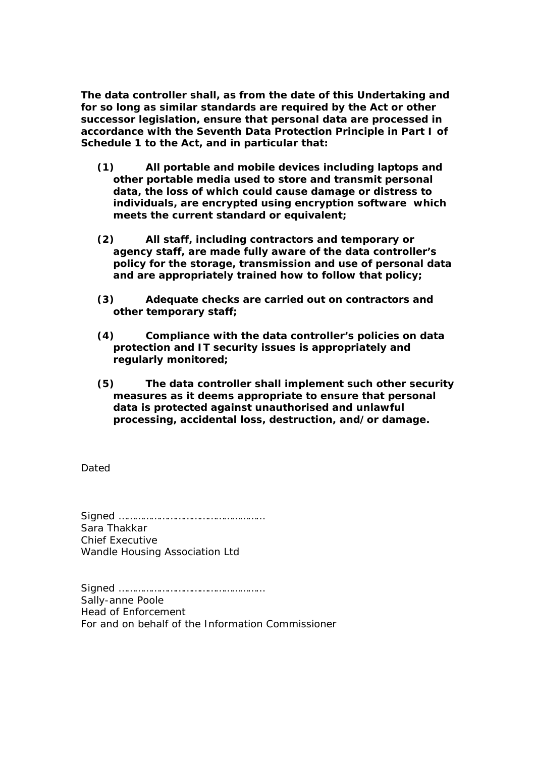**The data controller shall, as from the date of this Undertaking and for so long as similar standards are required by the Act or other successor legislation, ensure that personal data are processed in accordance with the Seventh Data Protection Principle in Part I of Schedule 1 to the Act, and in particular that:**

**(1) All portable and mobile devices including laptops and other portable media used to store and transmit personal data, the loss of which could cause damage or distress to individuals, are encrypted using encryption software which meets the current standard or equivalent;**

**(2) All staff, including contractors and temporary or agency staff, are made fully aware of the data controller's policy for the storage, transmission and use of personal data and are appropriately trained how to follow that policy;**

**(3) Adequate checks are carried out on contractors and other temporary staff;**

**(4) Compliance with the data controller's policies on data protection and IT security issues is appropriately and regularly monitored;**

**(5) The data controller shall implement such other security measures as it deems appropriate to ensure that personal data is protected against unauthorised and unlawful processing, accidental loss, destruction, and/or damage.**

Dated

Signed …………………………………………….
Sara Thakkar
Chief Executive
Wandle Housing Association Ltd

Signed …………………………………………….
Sally-anne Poole
Head of Enforcement
For and on behalf of the Information Commissioner